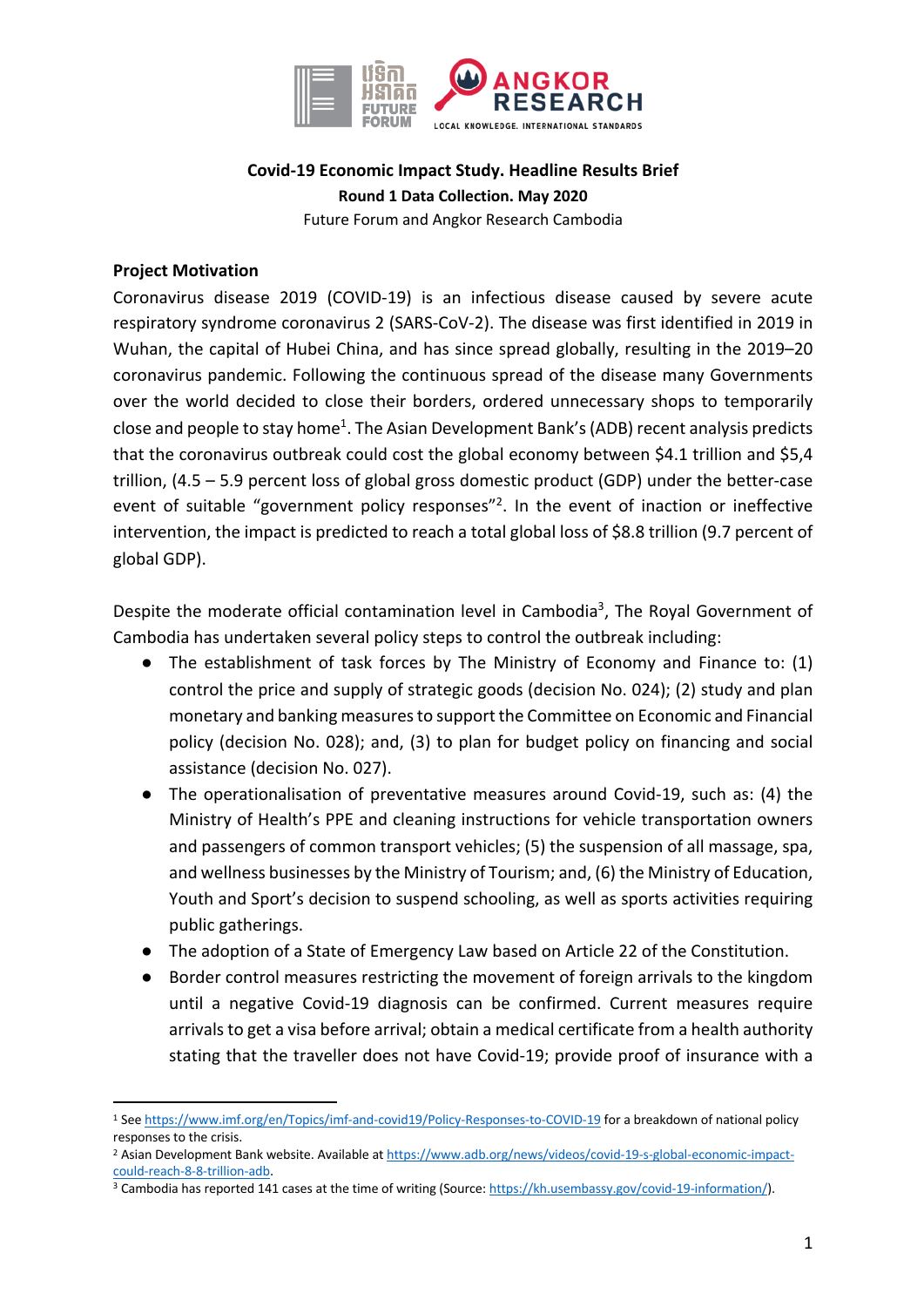**Covid-19 Economic Impact Study. Headline Results Brief**

**Round 1 Data Collection. May 2020**

Future Forum and Angkor Research Cambodia

## Project Motivation

Coronavirus disease 2019 (COVID-19) is an infectious disease caused by severe acute respiratory syndrome coronavirus 2 (SARS-CoV-2). The disease was first identified in 2019 in Wuhan, the capital of Hubei China, and has since spread globally, resulting in the 2019–20 coronavirus pandemic. Following the continuous spread of the disease many Governments over the world decided to close their borders, ordered unnecessary shops to temporarily close and people to stay home[1]. The Asian Development Bank's (ADB) recent analysis predicts that the coronavirus outbreak could cost the global economy between $4.1 trillion and $5,4 trillion, (4.5 – 5.9 percent loss of global gross domestic product (GDP) under the better-case event of suitable "government policy responses"[2]. In the event of inaction or ineffective intervention, the impact is predicted to reach a total global loss of $8.8 trillion (9.7 percent of global GDP).

Despite the moderate official contamination level in Cambodia[3], The Royal Government of Cambodia has undertaken several policy steps to control the outbreak including:

- The establishment of task forces by The Ministry of Economy and Finance to: (1) control the price and supply of strategic goods (decision No. 024); (2) study and plan monetary and banking measures to support the Committee on Economic and Financial policy (decision No. 028); and, (3) to plan for budget policy on financing and social assistance (decision No. 027).
- The operationalisation of preventative measures around Covid-19, such as: (4) the Ministry of Health's PPE and cleaning instructions for vehicle transportation owners and passengers of common transport vehicles; (5) the suspension of all massage, spa, and wellness businesses by the Ministry of Tourism; and, (6) the Ministry of Education, Youth and Sport's decision to suspend schooling, as well as sports activities requiring public gatherings.
- The adoption of a State of Emergency Law based on Article 22 of the Constitution.
- Border control measures restricting the movement of foreign arrivals to the kingdom until a negative Covid-19 diagnosis can be confirmed. Current measures require arrivals to get a visa before arrival; obtain a medical certificate from a health authority stating that the traveller does not have Covid-19; provide proof of insurance with a

---

[1] See https://www.imf.org/en/Topics/imf-and-covid19/Policy-Responses-to-COVID-19 for a breakdown of national policy responses to the crisis.

[2] Asian Development Bank website. Available at https://www.adb.org/news/videos/covid-19-s-global-economic-impact-could-reach-8-8-trillion-adb.

[3] Cambodia has reported 141 cases at the time of writing (Source: https://kh.usembassy.gov/covid-19-information/).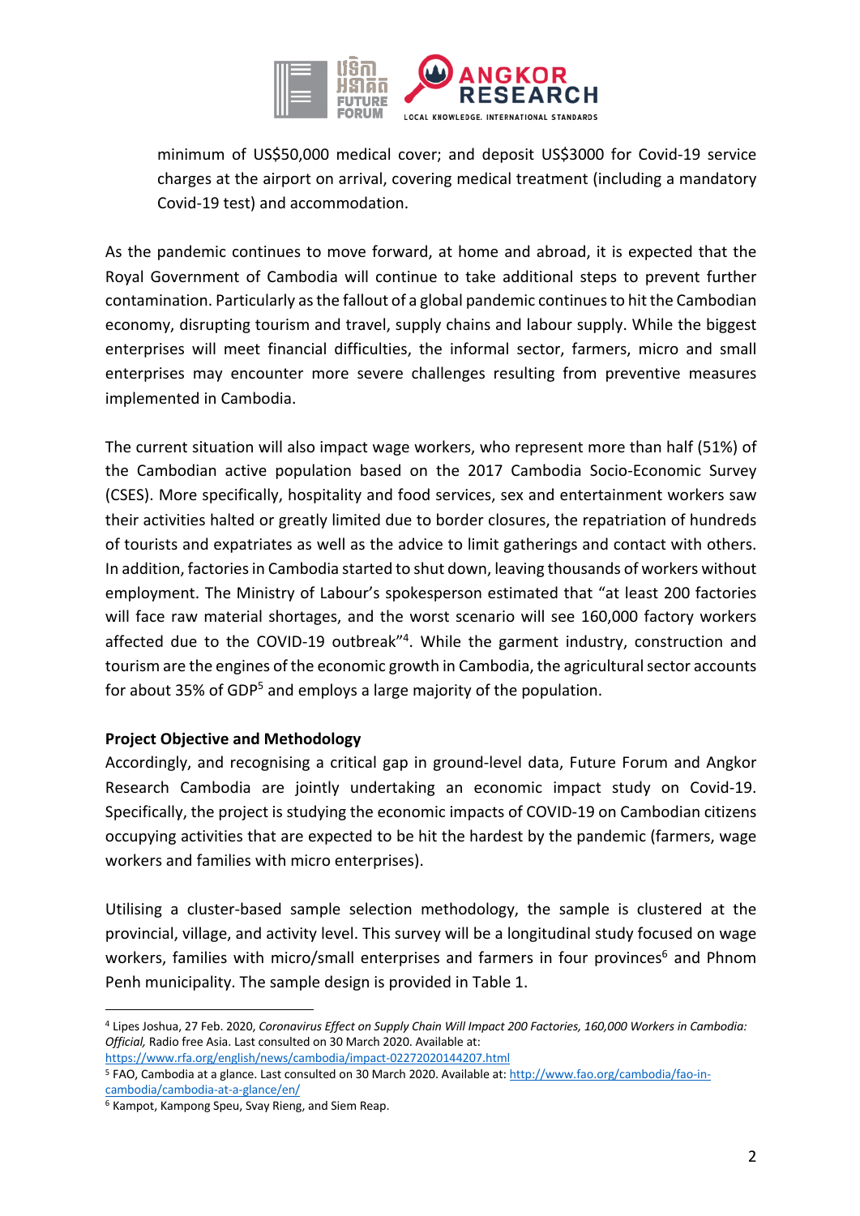minimum of US$50,000 medical cover; and deposit US$3000 for Covid-19 service charges at the airport on arrival, covering medical treatment (including a mandatory Covid-19 test) and accommodation.

As the pandemic continues to move forward, at home and abroad, it is expected that the Royal Government of Cambodia will continue to take additional steps to prevent further contamination. Particularly as the fallout of a global pandemic continues to hit the Cambodian economy, disrupting tourism and travel, supply chains and labour supply. While the biggest enterprises will meet financial difficulties, the informal sector, farmers, micro and small enterprises may encounter more severe challenges resulting from preventive measures implemented in Cambodia.

The current situation will also impact wage workers, who represent more than half (51%) of the Cambodian active population based on the 2017 Cambodia Socio-Economic Survey (CSES). More specifically, hospitality and food services, sex and entertainment workers saw their activities halted or greatly limited due to border closures, the repatriation of hundreds of tourists and expatriates as well as the advice to limit gatherings and contact with others. In addition, factories in Cambodia started to shut down, leaving thousands of workers without employment. The Ministry of Labour's spokesperson estimated that "at least 200 factories will face raw material shortages, and the worst scenario will see 160,000 factory workers affected due to the COVID-19 outbreak"[4]. While the garment industry, construction and tourism are the engines of the economic growth in Cambodia, the agricultural sector accounts for about 35% of GDP[5] and employs a large majority of the population.

**Project Objective and Methodology**

Accordingly, and recognising a critical gap in ground-level data, Future Forum and Angkor Research Cambodia are jointly undertaking an economic impact study on Covid-19. Specifically, the project is studying the economic impacts of COVID-19 on Cambodian citizens occupying activities that are expected to be hit the hardest by the pandemic (farmers, wage workers and families with micro enterprises).

Utilising a cluster-based sample selection methodology, the sample is clustered at the provincial, village, and activity level. This survey will be a longitudinal study focused on wage workers, families with micro/small enterprises and farmers in four provinces[6] and Phnom Penh municipality. The sample design is provided in Table 1.

---

[4] Lipes Joshua, 27 Feb. 2020, *Coronavirus Effect on Supply Chain Will Impact 200 Factories, 160,000 Workers in Cambodia: Official,* Radio free Asia. Last consulted on 30 March 2020. Available at: https://www.rfa.org/english/news/cambodia/impact-02272020144207.html

[5] FAO, Cambodia at a glance. Last consulted on 30 March 2020. Available at: http://www.fao.org/cambodia/fao-in-cambodia/cambodia-at-a-glance/en/

[6] Kampot, Kampong Speu, Svay Rieng, and Siem Reap.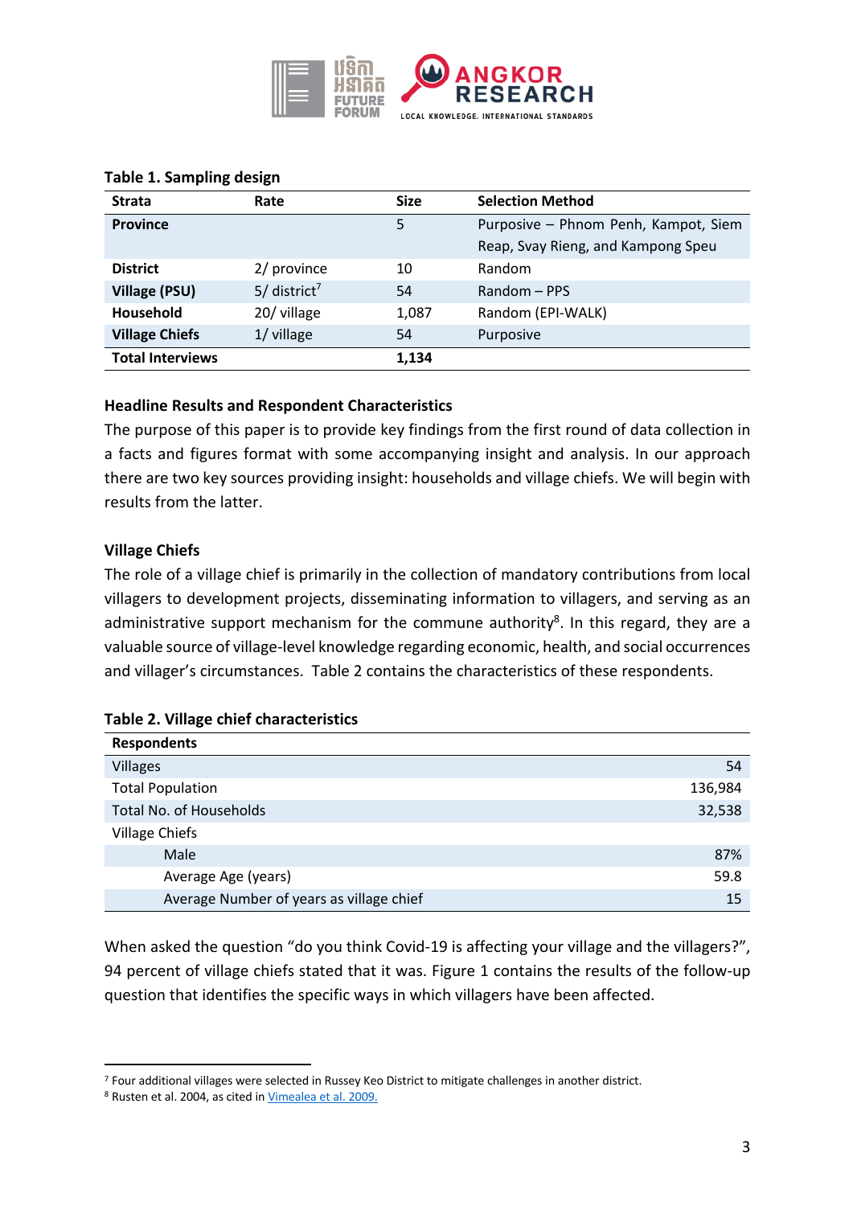**Table 1. Sampling design**

| Strata | Rate | Size | Selection Method |
|---|---|---|---|
| **Province** | | 5 | Purposive – Phnom Penh, Kampot, Siem Reap, Svay Rieng, and Kampong Speu |
| **District** | 2/ province | 10 | Random |
| **Village (PSU)** | 5/ district[7] | 54 | Random – PPS |
| **Household** | 20/ village | 1,087 | Random (EPI-WALK) |
| **Village Chiefs** | 1/ village | 54 | Purposive |
| **Total Interviews** | | **1,134** | |

### Headline Results and Respondent Characteristics

The purpose of this paper is to provide key findings from the first round of data collection in a facts and figures format with some accompanying insight and analysis. In our approach there are two key sources providing insight: households and village chiefs. We will begin with results from the latter.

### Village Chiefs

The role of a village chief is primarily in the collection of mandatory contributions from local villagers to development projects, disseminating information to villagers, and serving as an administrative support mechanism for the commune authority[8]. In this regard, they are a valuable source of village-level knowledge regarding economic, health, and social occurrences and villager's circumstances. Table 2 contains the characteristics of these respondents.

**Table 2. Village chief characteristics**

| Respondents | |
|---|---:|
| Villages | 54 |
| Total Population | 136,984 |
| Total No. of Households | 32,538 |
| Village Chiefs | |
| Male | 87% |
| Average Age (years) | 59.8 |
| Average Number of years as village chief | 15 |

When asked the question "do you think Covid-19 is affecting your village and the villagers?", 94 percent of village chiefs stated that it was. Figure 1 contains the results of the follow-up question that identifies the specific ways in which villagers have been affected.

---

[7] Four additional villages were selected in Russey Keo District to mitigate challenges in another district.

[8] Rusten et al. 2004, as cited in Vimealea et al. 2009.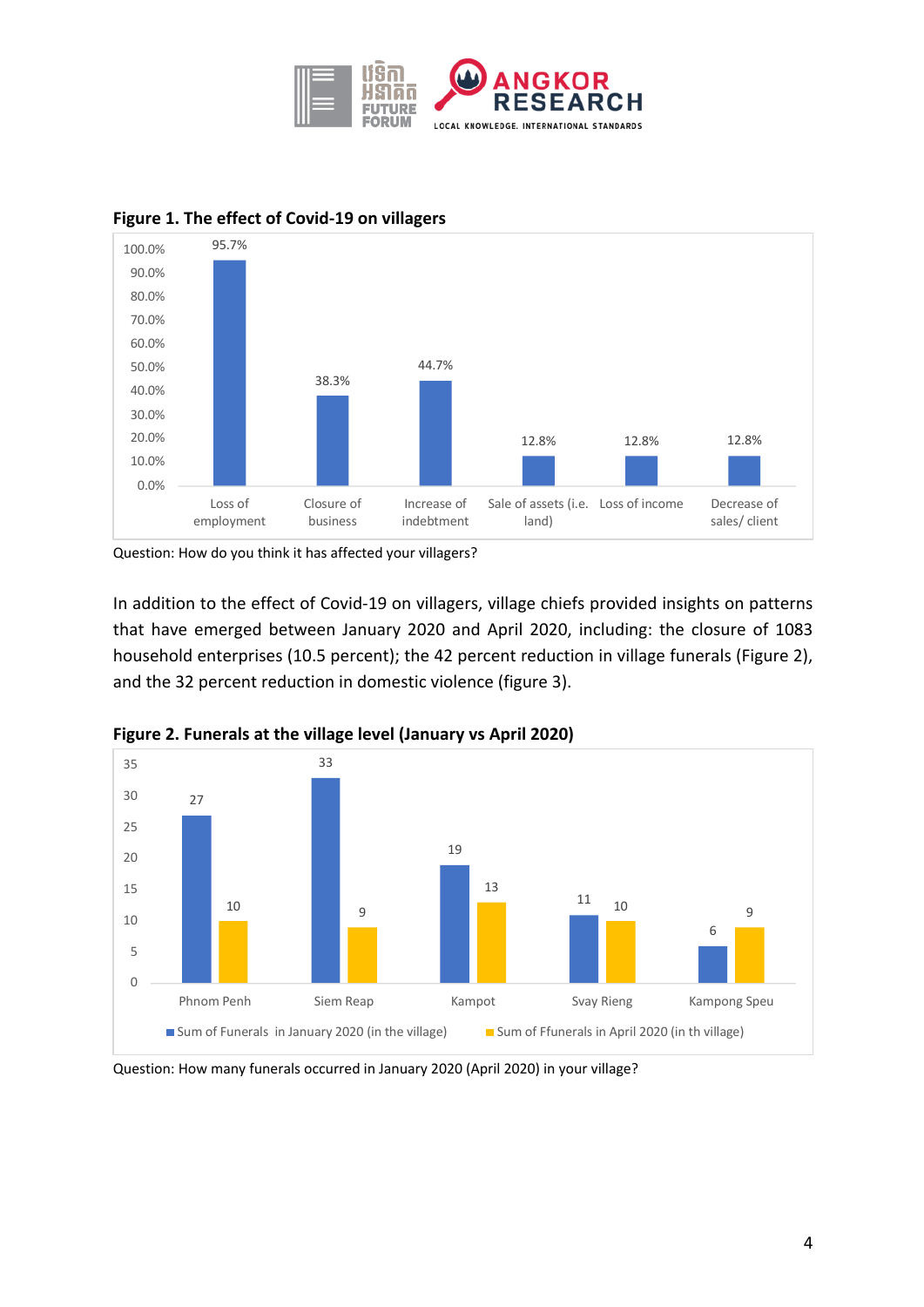**Figure 1. The effect of Covid-19 on villagers**

| Effect | Percentage |
|---|---|
| Loss of employment | 95.7% |
| Closure of business | 38.3% |
| Increase of indebtment | 44.7% |
| Sale of assets (i.e. land) | 12.8% |
| Loss of income | 12.8% |
| Decrease of sales/ client | 12.8% |

Question: How do you think it has affected your villagers?

In addition to the effect of Covid-19 on villagers, village chiefs provided insights on patterns that have emerged between January 2020 and April 2020, including: the closure of 1083 household enterprises (10.5 percent); the 42 percent reduction in village funerals (Figure 2), and the 32 percent reduction in domestic violence (figure 3).

**Figure 2. Funerals at the village level (January vs April 2020)**

| Province | Sum of Funerals in January 2020 (in the village) | Sum of Ffunerals in April 2020 (in th village) |
|---|---|---|
| Phnom Penh | 27 | 10 |
| Siem Reap | 33 | 9 |
| Kampot | 19 | 13 |
| Svay Rieng | 11 | 10 |
| Kampong Speu | 6 | 9 |

Question: How many funerals occurred in January 2020 (April 2020) in your village?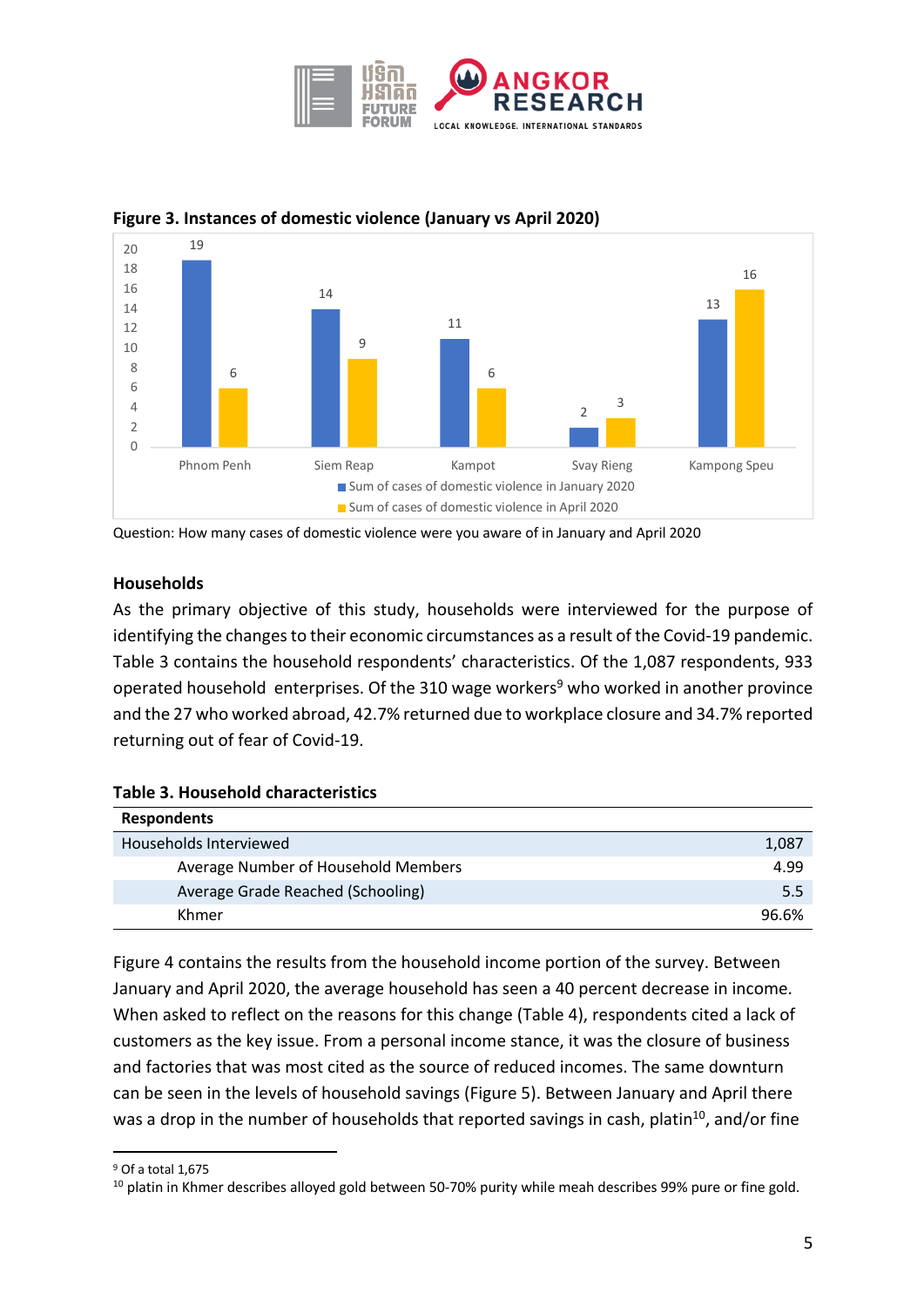**Figure 3. Instances of domestic violence (January vs April 2020)**

| | Phnom Penh | Siem Reap | Kampot | Svay Rieng | Kampong Speu |
|---|---|---|---|---|---|
| Sum of cases of domestic violence in January 2020 | 19 | 14 | 11 | 2 | 13 |
| Sum of cases of domestic violence in April 2020 | 6 | 9 | 6 | 3 | 16 |

Question: How many cases of domestic violence were you aware of in January and April 2020

### Households

As the primary objective of this study, households were interviewed for the purpose of identifying the changes to their economic circumstances as a result of the Covid-19 pandemic. Table 3 contains the household respondents' characteristics. Of the 1,087 respondents, 933 operated household enterprises. Of the 310 wage workers[9] who worked in another province and the 27 who worked abroad, 42.7% returned due to workplace closure and 34.7% reported returning out of fear of Covid-19.

**Table 3. Household characteristics**

| Respondents | |
|---|---|
| Households Interviewed | 1,087 |
| Average Number of Household Members | 4.99 |
| Average Grade Reached (Schooling) | 5.5 |
| Khmer | 96.6% |

Figure 4 contains the results from the household income portion of the survey. Between January and April 2020, the average household has seen a 40 percent decrease in income. When asked to reflect on the reasons for this change (Table 4), respondents cited a lack of customers as the key issue. From a personal income stance, it was the closure of business and factories that was most cited as the source of reduced incomes. The same downturn can be seen in the levels of household savings (Figure 5). Between January and April there was a drop in the number of households that reported savings in cash, platin[10], and/or fine

[9] Of a total 1,675

[10] platin in Khmer describes alloyed gold between 50-70% purity while meah describes 99% pure or fine gold.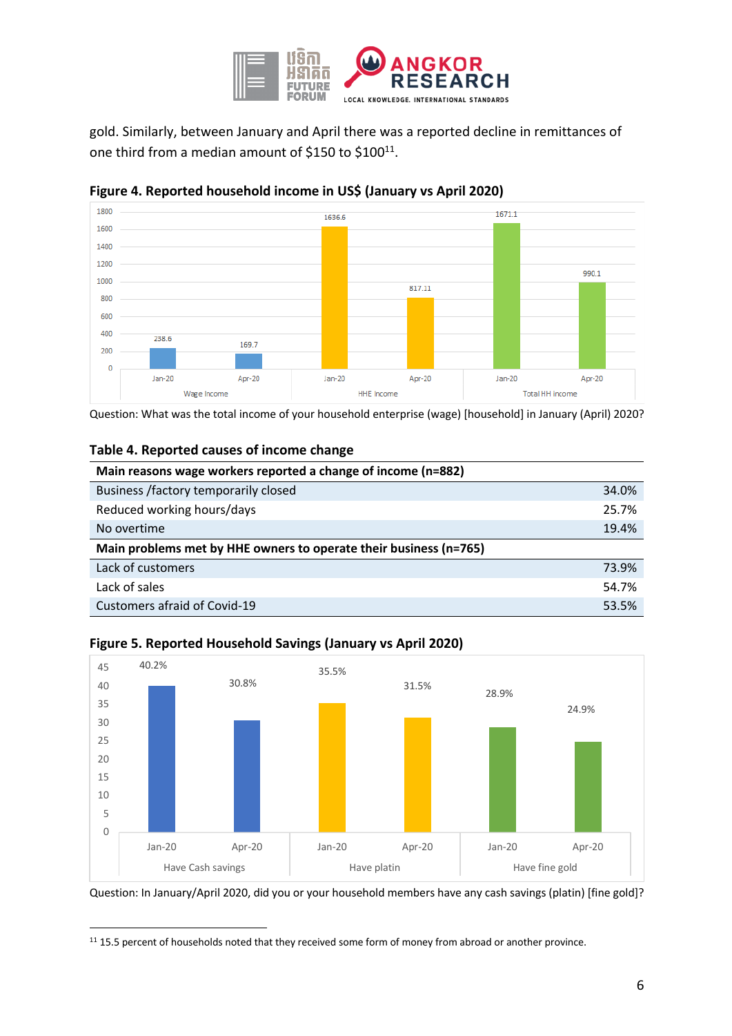gold. Similarly, between January and April there was a reported decline in remittances of one third from a median amount of $150 to $100[11].

**Figure 4. Reported household income in US$ (January vs April 2020)**

| | Jan-20 | Apr-20 |
|---|---|---|
| Wage Income | 238.6 | 169.7 |
| HHE Income | 1636.6 | 817.11 |
| Total HH income | 1671.1 | 990.1 |

Question: What was the total income of your household enterprise (wage) [household] in January (April) 2020?

**Table 4. Reported causes of income change**

| Main reasons wage workers reported a change of income (n=882) | |
|---|---|
| Business /factory temporarily closed | 34.0% |
| Reduced working hours/days | 25.7% |
| No overtime | 19.4% |
| **Main problems met by HHE owners to operate their business (n=765)** | |
| Lack of customers | 73.9% |
| Lack of sales | 54.7% |
| Customers afraid of Covid-19 | 53.5% |

**Figure 5. Reported Household Savings (January vs April 2020)**

| | Jan-20 | Apr-20 |
|---|---|---|
| Have Cash savings | 40.2% | 30.8% |
| Have platin | 35.5% | 31.5% |
| Have fine gold | 28.9% | 24.9% |

Question: In January/April 2020, did you or your household members have any cash savings (platin) [fine gold]?

[11] 15.5 percent of households noted that they received some form of money from abroad or another province.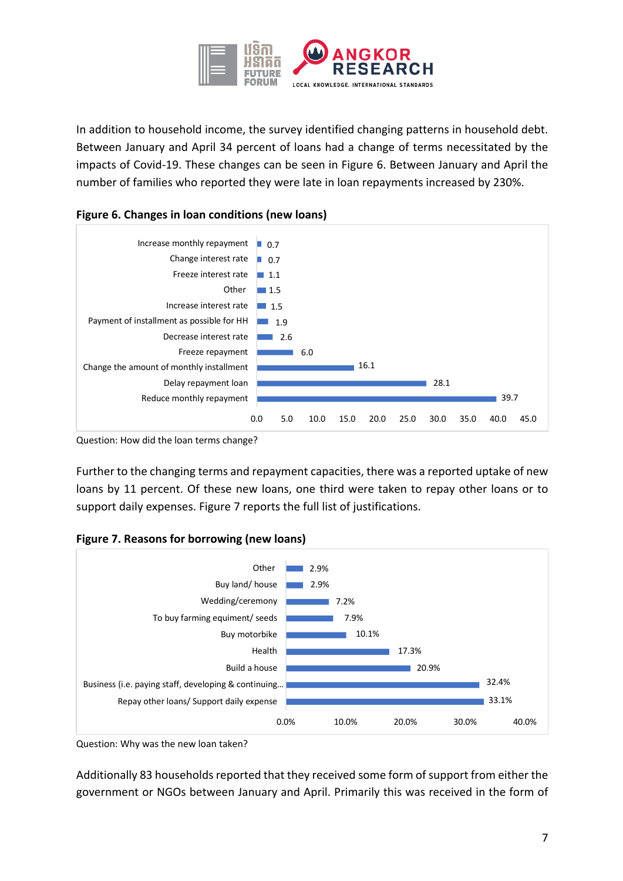In addition to household income, the survey identified changing patterns in household debt. Between January and April 34 percent of loans had a change of terms necessitated by the impacts of Covid-19. These changes can be seen in Figure 6. Between January and April the number of families who reported they were late in loan repayments increased by 230%.

**Figure 6. Changes in loan conditions (new loans)**

| Change | Value |
|---|---|
| Increase monthly repayment | 0.7 |
| Change interest rate | 0.7 |
| Freeze interest rate | 1.1 |
| Other | 1.5 |
| Increase interest rate | 1.5 |
| Payment of installment as possible for HH | 1.9 |
| Decrease interest rate | 2.6 |
| Freeze repayment | 6.0 |
| Change the amount of monthly installment | 16.1 |
| Delay repayment loan | 28.1 |
| Reduce monthly repayment | 39.7 |

Question: How did the loan terms change?

Further to the changing terms and repayment capacities, there was a reported uptake of new loans by 11 percent. Of these new loans, one third were taken to repay other loans or to support daily expenses. Figure 7 reports the full list of justifications.

**Figure 7. Reasons for borrowing (new loans)**

| Reason | Percentage |
|---|---|
| Other | 2.9% |
| Buy land/ house | 2.9% |
| Wedding/ceremony | 7.2% |
| To buy farming equiment/ seeds | 7.9% |
| Buy motorbike | 10.1% |
| Health | 17.3% |
| Build a house | 20.9% |
| Business (i.e. paying staff, developing & continuing... | 32.4% |
| Repay other loans/ Support daily expense | 33.1% |

Question: Why was the new loan taken?

Additionally 83 households reported that they received some form of support from either the government or NGOs between January and April. Primarily this was received in the form of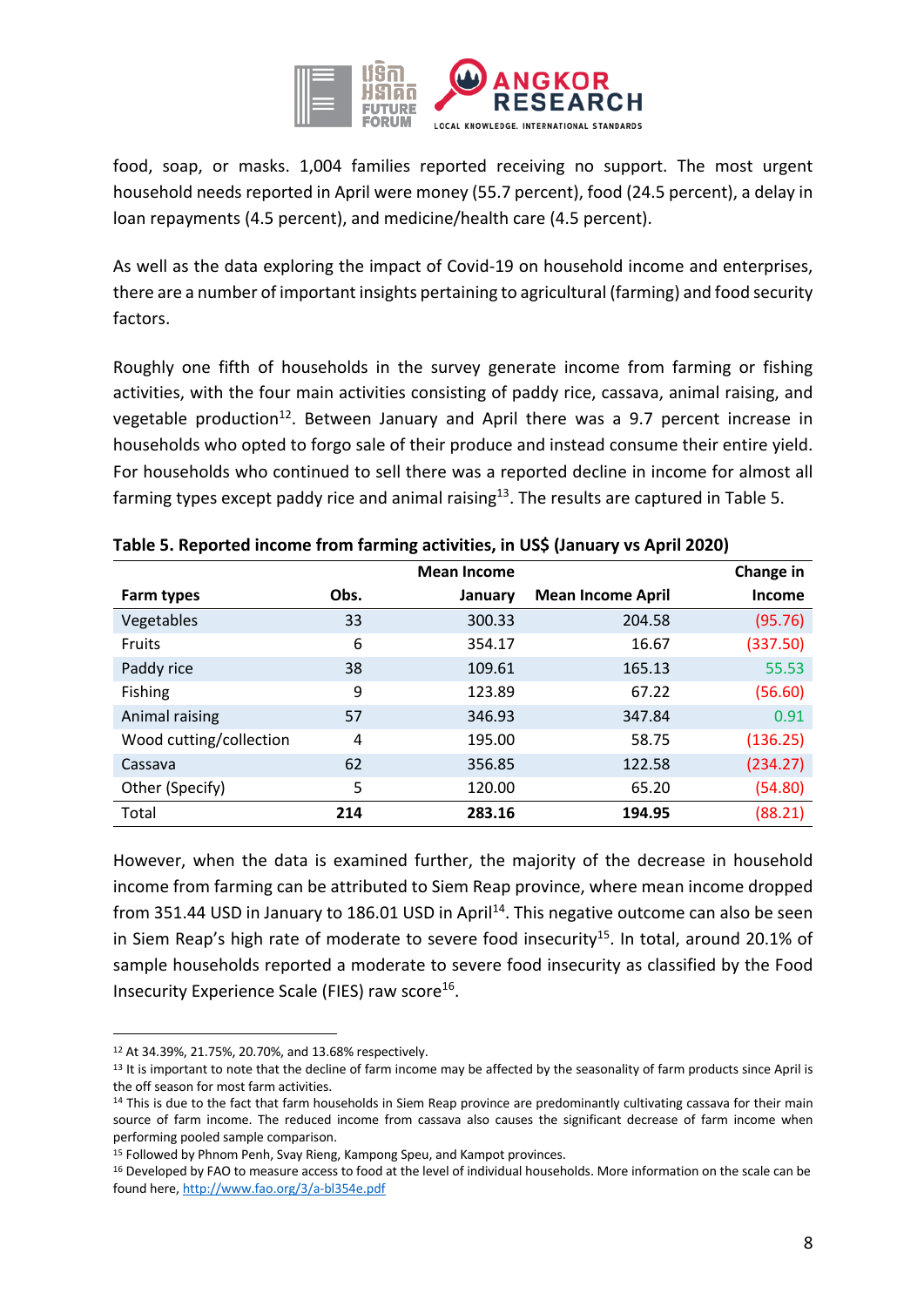food, soap, or masks. 1,004 families reported receiving no support. The most urgent household needs reported in April were money (55.7 percent), food (24.5 percent), a delay in loan repayments (4.5 percent), and medicine/health care (4.5 percent).

As well as the data exploring the impact of Covid-19 on household income and enterprises, there are a number of important insights pertaining to agricultural (farming) and food security factors.

Roughly one fifth of households in the survey generate income from farming or fishing activities, with the four main activities consisting of paddy rice, cassava, animal raising, and vegetable production[12]. Between January and April there was a 9.7 percent increase in households who opted to forgo sale of their produce and instead consume their entire yield. For households who continued to sell there was a reported decline in income for almost all farming types except paddy rice and animal raising[13]. The results are captured in Table 5.

**Table 5. Reported income from farming activities, in US$ (January vs April 2020)**

| Farm types | Obs. | Mean Income January | Mean Income April | Change in Income |
|---|---|---|---|---|
| Vegetables | 33 | 300.33 | 204.58 | (95.76) |
| Fruits | 6 | 354.17 | 16.67 | (337.50) |
| Paddy rice | 38 | 109.61 | 165.13 | 55.53 |
| Fishing | 9 | 123.89 | 67.22 | (56.60) |
| Animal raising | 57 | 346.93 | 347.84 | 0.91 |
| Wood cutting/collection | 4 | 195.00 | 58.75 | (136.25) |
| Cassava | 62 | 356.85 | 122.58 | (234.27) |
| Other (Specify) | 5 | 120.00 | 65.20 | (54.80) |
| Total | **214** | **283.16** | **194.95** | (88.21) |

However, when the data is examined further, the majority of the decrease in household income from farming can be attributed to Siem Reap province, where mean income dropped from 351.44 USD in January to 186.01 USD in April[14]. This negative outcome can also be seen in Siem Reap's high rate of moderate to severe food insecurity[15]. In total, around 20.1% of sample households reported a moderate to severe food insecurity as classified by the Food Insecurity Experience Scale (FIES) raw score[16].

---

[12] At 34.39%, 21.75%, 20.70%, and 13.68% respectively.

[13] It is important to note that the decline of farm income may be affected by the seasonality of farm products since April is the off season for most farm activities.

[14] This is due to the fact that farm households in Siem Reap province are predominantly cultivating cassava for their main source of farm income. The reduced income from cassava also causes the significant decrease of farm income when performing pooled sample comparison.

[15] Followed by Phnom Penh, Svay Rieng, Kampong Speu, and Kampot provinces.

[16] Developed by FAO to measure access to food at the level of individual households. More information on the scale can be found here, http://www.fao.org/3/a-bl354e.pdf